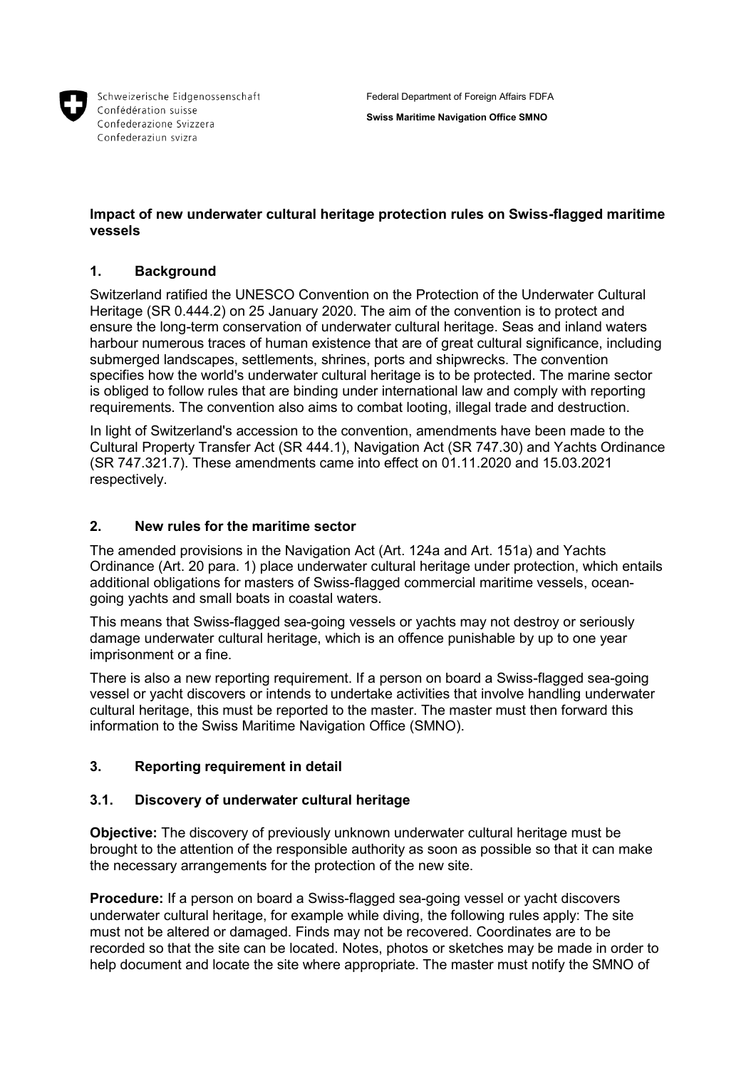Schweizerische Eidgenossenschaft
Confédération suisse
Confederazione Svizzera
Confederaziun svizra

Federal Department of Foreign Affairs FDFA

**Swiss Maritime Navigation Office SMNO**

## Impact of new underwater cultural heritage protection rules on Swiss-flagged maritime vessels

### 1. Background

Switzerland ratified the UNESCO Convention on the Protection of the Underwater Cultural Heritage (SR 0.444.2) on 25 January 2020. The aim of the convention is to protect and ensure the long-term conservation of underwater cultural heritage. Seas and inland waters harbour numerous traces of human existence that are of great cultural significance, including submerged landscapes, settlements, shrines, ports and shipwrecks. The convention specifies how the world's underwater cultural heritage is to be protected. The marine sector is obliged to follow rules that are binding under international law and comply with reporting requirements. The convention also aims to combat looting, illegal trade and destruction.

In light of Switzerland's accession to the convention, amendments have been made to the Cultural Property Transfer Act (SR 444.1), Navigation Act (SR 747.30) and Yachts Ordinance (SR 747.321.7). These amendments came into effect on 01.11.2020 and 15.03.2021 respectively.

### 2. New rules for the maritime sector

The amended provisions in the Navigation Act (Art. 124a and Art. 151a) and Yachts Ordinance (Art. 20 para. 1) place underwater cultural heritage under protection, which entails additional obligations for masters of Swiss-flagged commercial maritime vessels, ocean-going yachts and small boats in coastal waters.

This means that Swiss-flagged sea-going vessels or yachts may not destroy or seriously damage underwater cultural heritage, which is an offence punishable by up to one year imprisonment or a fine.

There is also a new reporting requirement. If a person on board a Swiss-flagged sea-going vessel or yacht discovers or intends to undertake activities that involve handling underwater cultural heritage, this must be reported to the master. The master must then forward this information to the Swiss Maritime Navigation Office (SMNO).

### 3. Reporting requirement in detail

#### 3.1. Discovery of underwater cultural heritage

**Objective:** The discovery of previously unknown underwater cultural heritage must be brought to the attention of the responsible authority as soon as possible so that it can make the necessary arrangements for the protection of the new site.

**Procedure:** If a person on board a Swiss-flagged sea-going vessel or yacht discovers underwater cultural heritage, for example while diving, the following rules apply: The site must not be altered or damaged. Finds may not be recovered. Coordinates are to be recorded so that the site can be located. Notes, photos or sketches may be made in order to help document and locate the site where appropriate. The master must notify the SMNO of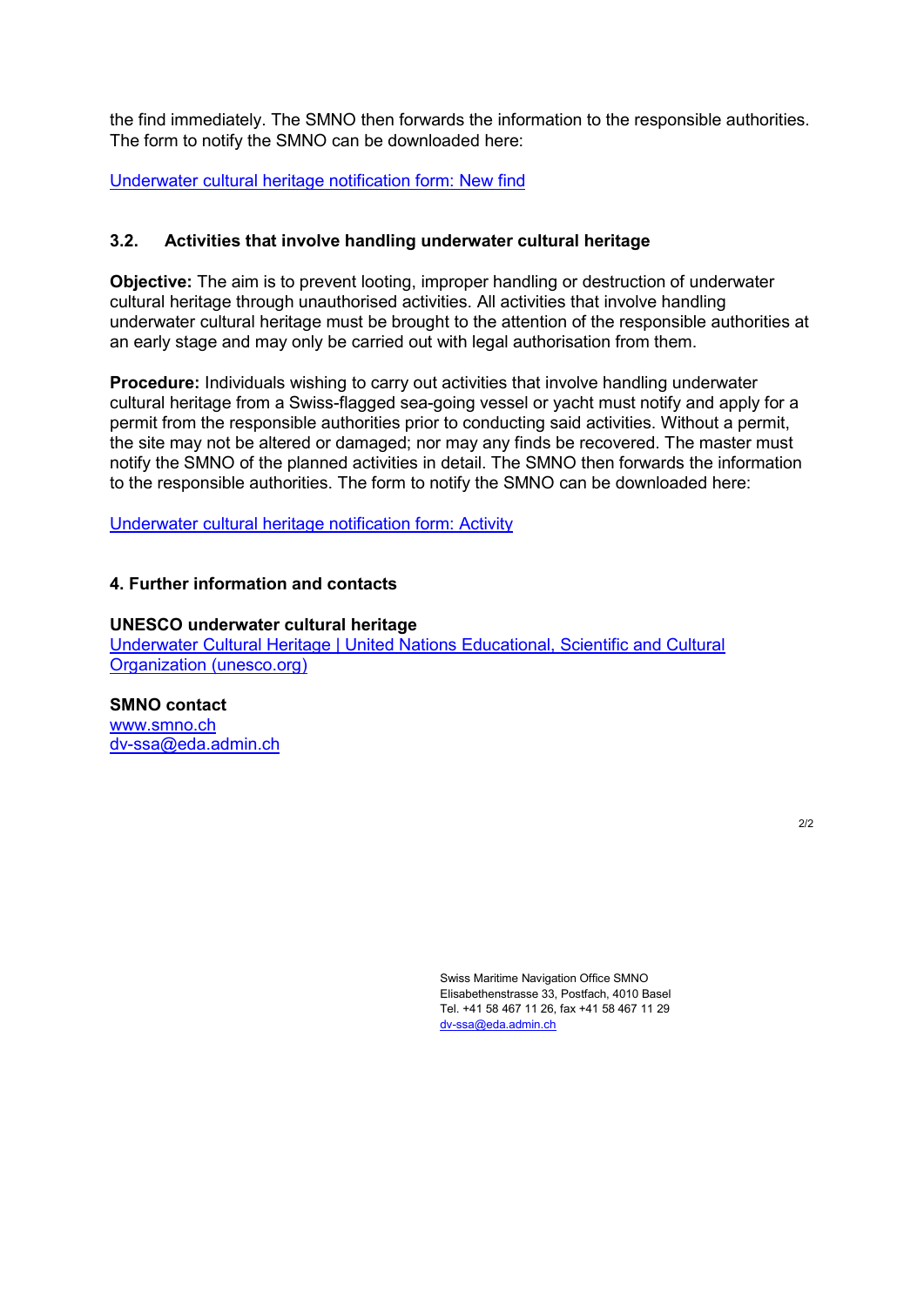the find immediately. The SMNO then forwards the information to the responsible authorities. The form to notify the SMNO can be downloaded here:

[Underwater cultural heritage notification form: New find]()

### 3.2. Activities that involve handling underwater cultural heritage

**Objective:** The aim is to prevent looting, improper handling or destruction of underwater cultural heritage through unauthorised activities. All activities that involve handling underwater cultural heritage must be brought to the attention of the responsible authorities at an early stage and may only be carried out with legal authorisation from them.

**Procedure:** Individuals wishing to carry out activities that involve handling underwater cultural heritage from a Swiss-flagged sea-going vessel or yacht must notify and apply for a permit from the responsible authorities prior to conducting said activities. Without a permit, the site may not be altered or damaged; nor may any finds be recovered. The master must notify the SMNO of the planned activities in detail. The SMNO then forwards the information to the responsible authorities. The form to notify the SMNO can be downloaded here:

[Underwater cultural heritage notification form: Activity]()

## 4. Further information and contacts

**UNESCO underwater cultural heritage**
[Underwater Cultural Heritage | United Nations Educational, Scientific and Cultural Organization (unesco.org)]()

**SMNO contact**
[www.smno.ch](http://www.smno.ch)
[dv-ssa@eda.admin.ch](mailto:dv-ssa@eda.admin.ch)

Swiss Maritime Navigation Office SMNO
Elisabethenstrasse 33, Postfach, 4010 Basel
Tel. +41 58 467 11 26, fax +41 58 467 11 29
[dv-ssa@eda.admin.ch](mailto:dv-ssa@eda.admin.ch)